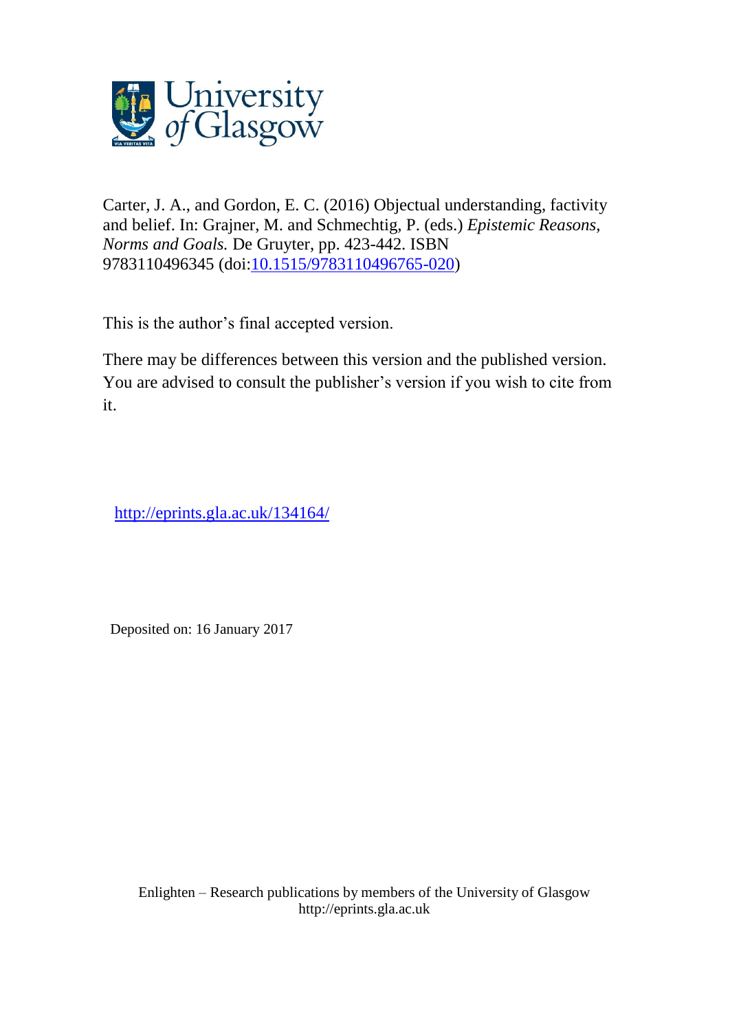University of Glasgow

Carter, J. A., and Gordon, E. C. (2016) Objectual understanding, factivity and belief. In: Grajner, M. and Schmechtig, P. (eds.) *Epistemic Reasons, Norms and Goals.* De Gruyter, pp. 423-442. ISBN 9783110496345 (doi:[10.1515/9783110496765-020](https://doi.org/10.1515/9783110496765-020))

This is the author's final accepted version.

There may be differences between this version and the published version. You are advised to consult the publisher's version if you wish to cite from it.

http://eprints.gla.ac.uk/134164/

Deposited on: 16 January 2017

Enlighten – Research publications by members of the University of Glasgow
http://eprints.gla.ac.uk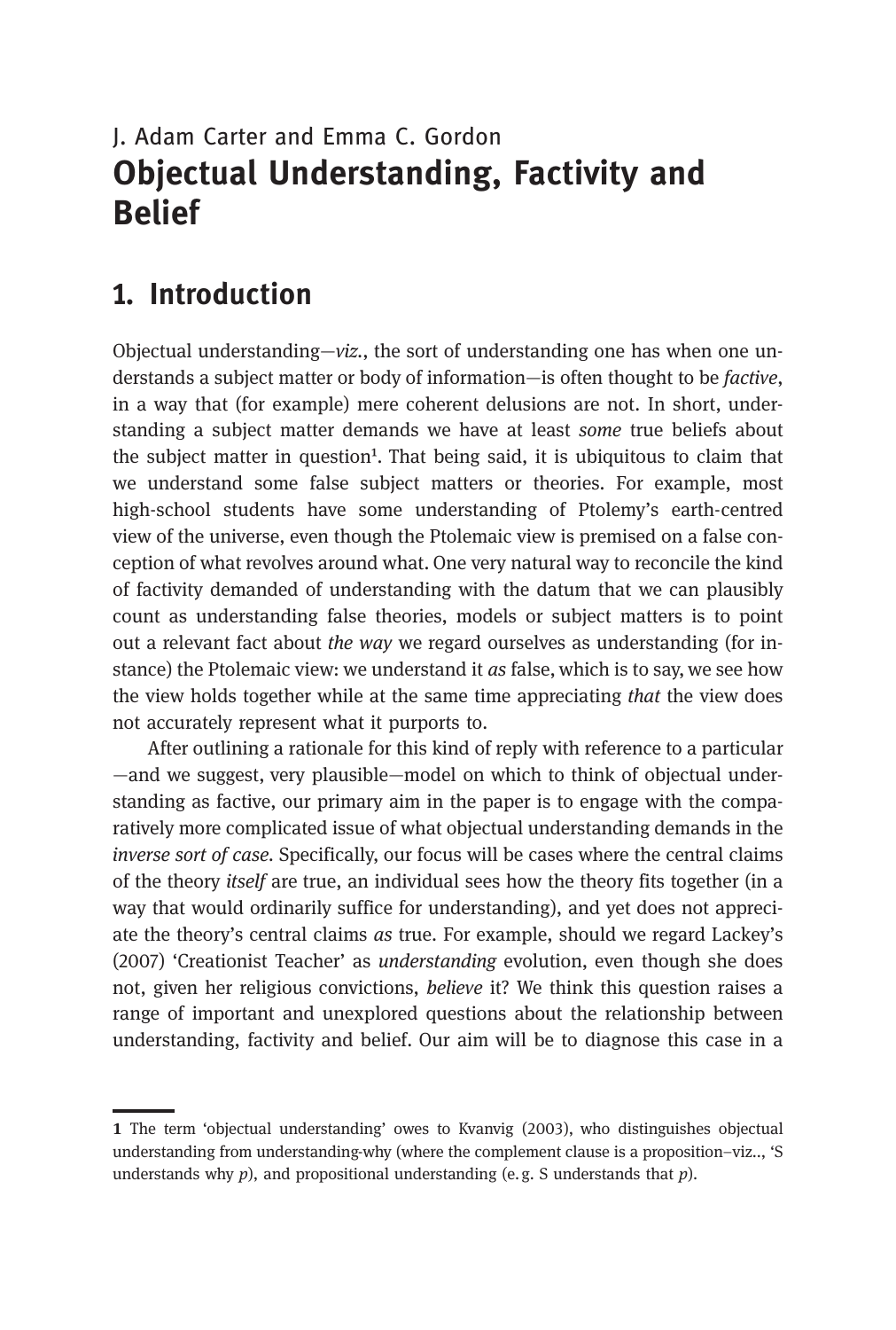J. Adam Carter and Emma C. Gordon

# Objectual Understanding, Factivity and Belief

## 1. Introduction

Objectual understanding—*viz.*, the sort of understanding one has when one understands a subject matter or body of information—is often thought to be *factive*, in a way that (for example) mere coherent delusions are not. In short, understanding a subject matter demands we have at least *some* true beliefs about the subject matter in question[1]. That being said, it is ubiquitous to claim that we understand some false subject matters or theories. For example, most high-school students have some understanding of Ptolemy's earth-centred view of the universe, even though the Ptolemaic view is premised on a false conception of what revolves around what. One very natural way to reconcile the kind of factivity demanded of understanding with the datum that we can plausibly count as understanding false theories, models or subject matters is to point out a relevant fact about *the way* we regard ourselves as understanding (for instance) the Ptolemaic view: we understand it *as* false, which is to say, we see how the view holds together while at the same time appreciating *that* the view does not accurately represent what it purports to.

After outlining a rationale for this kind of reply with reference to a particular —and we suggest, very plausible—model on which to think of objectual understanding as factive, our primary aim in the paper is to engage with the comparatively more complicated issue of what objectual understanding demands in the *inverse sort of case*. Specifically, our focus will be cases where the central claims of the theory *itself* are true, an individual sees how the theory fits together (in a way that would ordinarily suffice for understanding), and yet does not appreciate the theory's central claims *as* true. For example, should we regard Lackey's (2007) 'Creationist Teacher' as *understanding* evolution, even though she does not, given her religious convictions, *believe* it? We think this question raises a range of important and unexplored questions about the relationship between understanding, factivity and belief. Our aim will be to diagnose this case in a

---

**1** The term 'objectual understanding' owes to Kvanvig (2003), who distinguishes objectual understanding from understanding-why (where the complement clause is a proposition–viz.., 'S understands why *p*), and propositional understanding (e.g. S understands that *p*).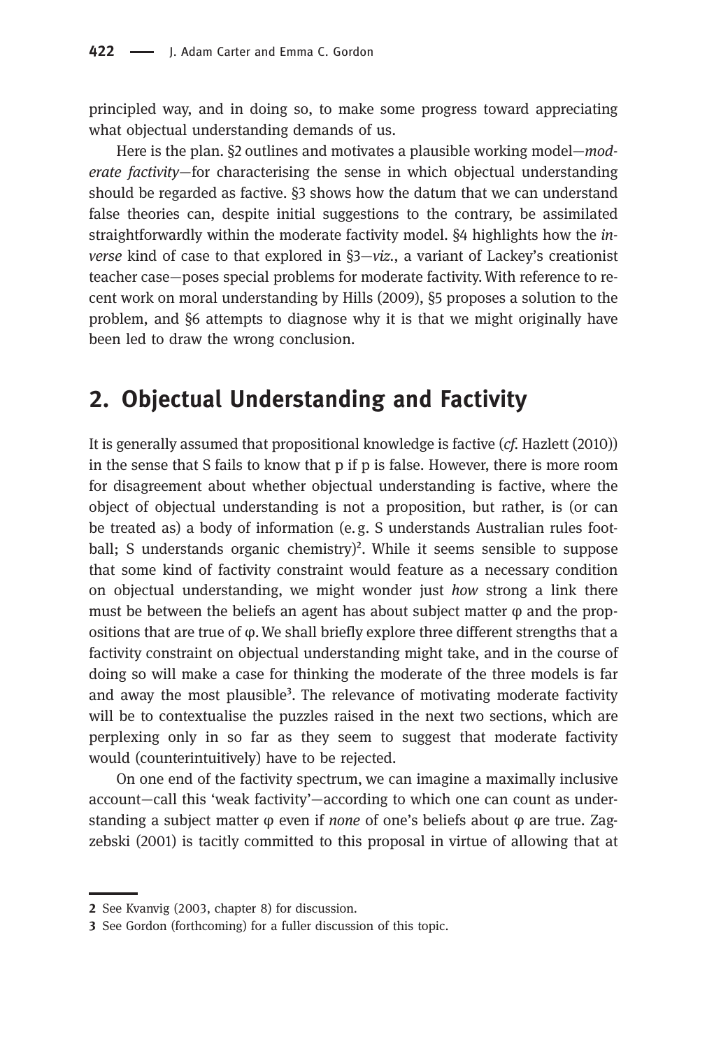principled way, and in doing so, to make some progress toward appreciating what objectual understanding demands of us.

Here is the plan. §2 outlines and motivates a plausible working model—*moderate factivity*—for characterising the sense in which objectual understanding should be regarded as factive. §3 shows how the datum that we can understand false theories can, despite initial suggestions to the contrary, be assimilated straightforwardly within the moderate factivity model. §4 highlights how the *inverse* kind of case to that explored in §3—*viz.*, a variant of Lackey's creationist teacher case—poses special problems for moderate factivity. With reference to recent work on moral understanding by Hills (2009), §5 proposes a solution to the problem, and §6 attempts to diagnose why it is that we might originally have been led to draw the wrong conclusion.

## 2. Objectual Understanding and Factivity

It is generally assumed that propositional knowledge is factive (*cf.* Hazlett (2010)) in the sense that S fails to know that p if p is false. However, there is more room for disagreement about whether objectual understanding is factive, where the object of objectual understanding is not a proposition, but rather, is (or can be treated as) a body of information (e.g. S understands Australian rules football; S understands organic chemistry)[2]. While it seems sensible to suppose that some kind of factivity constraint would feature as a necessary condition on objectual understanding, we might wonder just *how* strong a link there must be between the beliefs an agent has about subject matter φ and the propositions that are true of φ. We shall briefly explore three different strengths that a factivity constraint on objectual understanding might take, and in the course of doing so will make a case for thinking the moderate of the three models is far and away the most plausible[3]. The relevance of motivating moderate factivity will be to contextualise the puzzles raised in the next two sections, which are perplexing only in so far as they seem to suggest that moderate factivity would (counterintuitively) have to be rejected.

On one end of the factivity spectrum, we can imagine a maximally inclusive account—call this 'weak factivity'—according to which one can count as understanding a subject matter φ even if *none* of one's beliefs about φ are true. Zagzebski (2001) is tacitly committed to this proposal in virtue of allowing that at

---

2 See Kvanvig (2003, chapter 8) for discussion.

3 See Gordon (forthcoming) for a fuller discussion of this topic.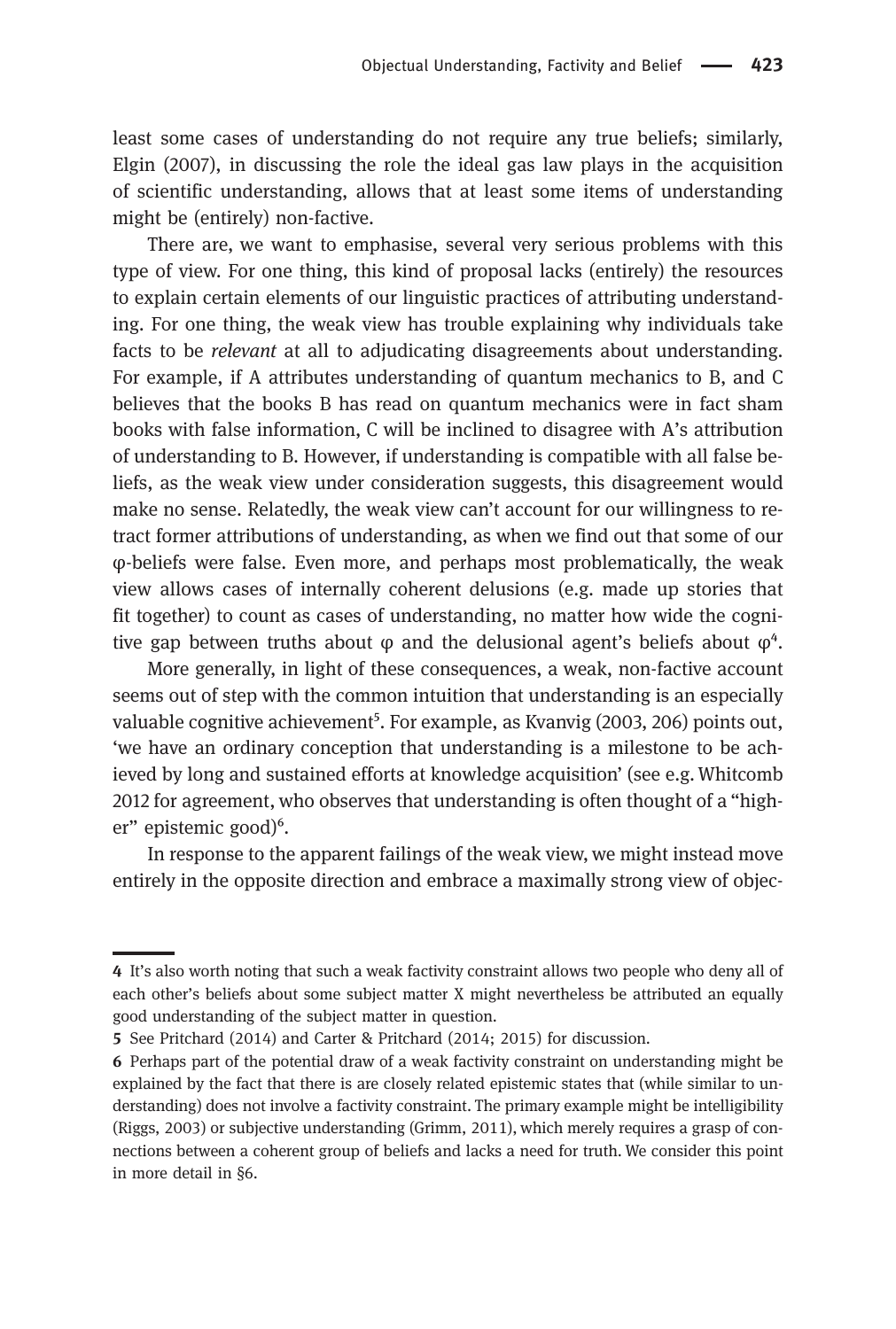least some cases of understanding do not require any true beliefs; similarly, Elgin (2007), in discussing the role the ideal gas law plays in the acquisition of scientific understanding, allows that at least some items of understanding might be (entirely) non-factive.

There are, we want to emphasise, several very serious problems with this type of view. For one thing, this kind of proposal lacks (entirely) the resources to explain certain elements of our linguistic practices of attributing understanding. For one thing, the weak view has trouble explaining why individuals take facts to be *relevant* at all to adjudicating disagreements about understanding. For example, if A attributes understanding of quantum mechanics to B, and C believes that the books B has read on quantum mechanics were in fact sham books with false information, C will be inclined to disagree with A's attribution of understanding to B. However, if understanding is compatible with all false beliefs, as the weak view under consideration suggests, this disagreement would make no sense. Relatedly, the weak view can't account for our willingness to retract former attributions of understanding, as when we find out that some of our φ-beliefs were false. Even more, and perhaps most problematically, the weak view allows cases of internally coherent delusions (e.g. made up stories that fit together) to count as cases of understanding, no matter how wide the cognitive gap between truths about φ and the delusional agent's beliefs about φ[4].

More generally, in light of these consequences, a weak, non-factive account seems out of step with the common intuition that understanding is an especially valuable cognitive achievement[5]. For example, as Kvanvig (2003, 206) points out, 'we have an ordinary conception that understanding is a milestone to be achieved by long and sustained efforts at knowledge acquisition' (see e.g. Whitcomb 2012 for agreement, who observes that understanding is often thought of a "higher" epistemic good)[6].

In response to the apparent failings of the weak view, we might instead move entirely in the opposite direction and embrace a maximally strong view of objec-

---

4 It's also worth noting that such a weak factivity constraint allows two people who deny all of each other's beliefs about some subject matter X might nevertheless be attributed an equally good understanding of the subject matter in question.

5 See Pritchard (2014) and Carter & Pritchard (2014; 2015) for discussion.

6 Perhaps part of the potential draw of a weak factivity constraint on understanding might be explained by the fact that there is are closely related epistemic states that (while similar to understanding) does not involve a factivity constraint. The primary example might be intelligibility (Riggs, 2003) or subjective understanding (Grimm, 2011), which merely requires a grasp of connections between a coherent group of beliefs and lacks a need for truth. We consider this point in more detail in §6.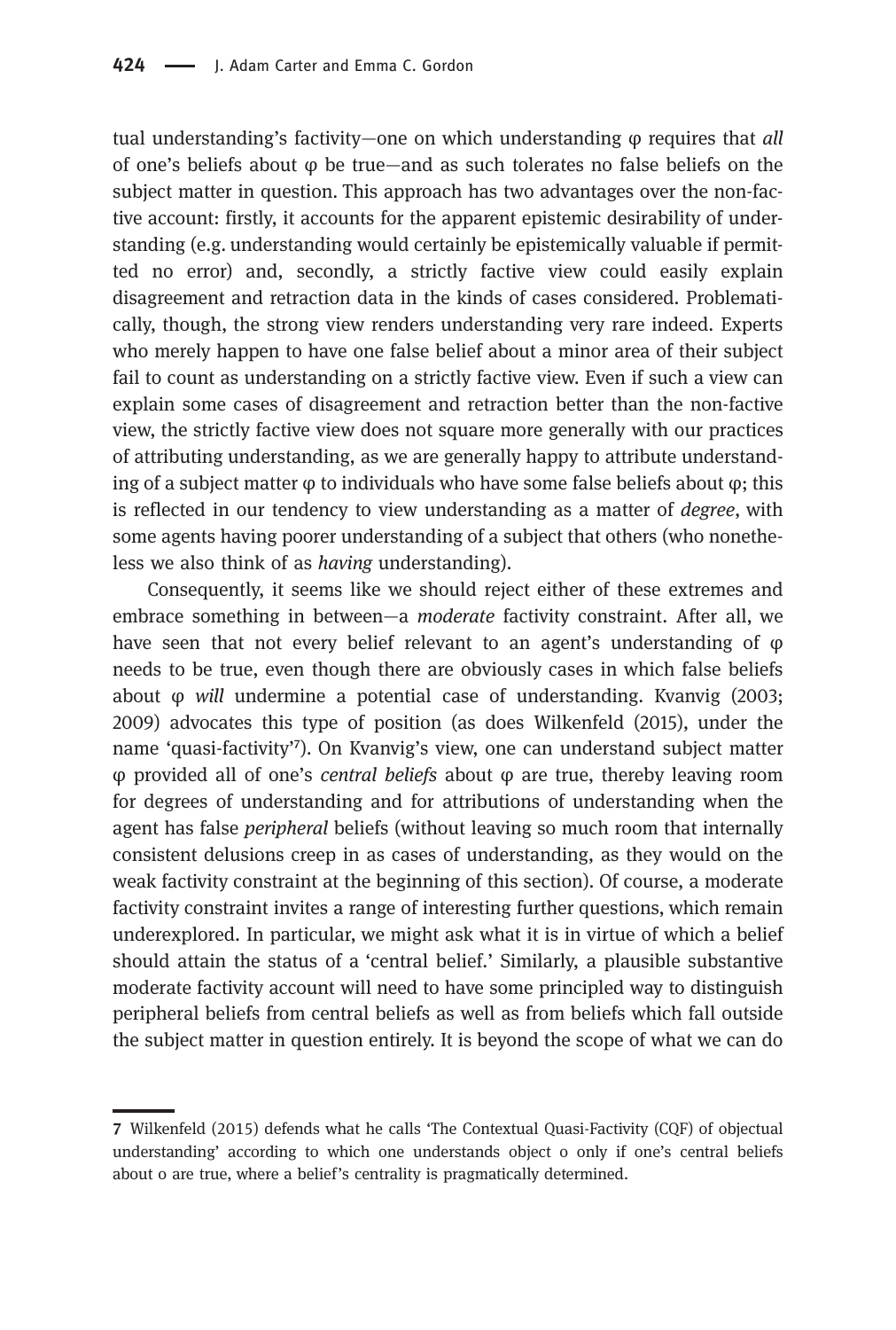tual understanding's factivity—one on which understanding φ requires that *all* of one's beliefs about φ be true—and as such tolerates no false beliefs on the subject matter in question. This approach has two advantages over the non-factive account: firstly, it accounts for the apparent epistemic desirability of understanding (e.g. understanding would certainly be epistemically valuable if permitted no error) and, secondly, a strictly factive view could easily explain disagreement and retraction data in the kinds of cases considered. Problematically, though, the strong view renders understanding very rare indeed. Experts who merely happen to have one false belief about a minor area of their subject fail to count as understanding on a strictly factive view. Even if such a view can explain some cases of disagreement and retraction better than the non-factive view, the strictly factive view does not square more generally with our practices of attributing understanding, as we are generally happy to attribute understanding of a subject matter φ to individuals who have some false beliefs about φ; this is reflected in our tendency to view understanding as a matter of *degree*, with some agents having poorer understanding of a subject that others (who nonetheless we also think of as *having* understanding).

Consequently, it seems like we should reject either of these extremes and embrace something in between—a *moderate* factivity constraint. After all, we have seen that not every belief relevant to an agent's understanding of φ needs to be true, even though there are obviously cases in which false beliefs about φ *will* undermine a potential case of understanding. Kvanvig (2003; 2009) advocates this type of position (as does Wilkenfeld (2015), under the name 'quasi-factivity'[7]). On Kvanvig's view, one can understand subject matter φ provided all of one's *central beliefs* about φ are true, thereby leaving room for degrees of understanding and for attributions of understanding when the agent has false *peripheral* beliefs (without leaving so much room that internally consistent delusions creep in as cases of understanding, as they would on the weak factivity constraint at the beginning of this section). Of course, a moderate factivity constraint invites a range of interesting further questions, which remain underexplored. In particular, we might ask what it is in virtue of which a belief should attain the status of a 'central belief.' Similarly, a plausible substantive moderate factivity account will need to have some principled way to distinguish peripheral beliefs from central beliefs as well as from beliefs which fall outside the subject matter in question entirely. It is beyond the scope of what we can do

---

7 Wilkenfeld (2015) defends what he calls 'The Contextual Quasi-Factivity (CQF) of objectual understanding' according to which one understands object o only if one's central beliefs about o are true, where a belief's centrality is pragmatically determined.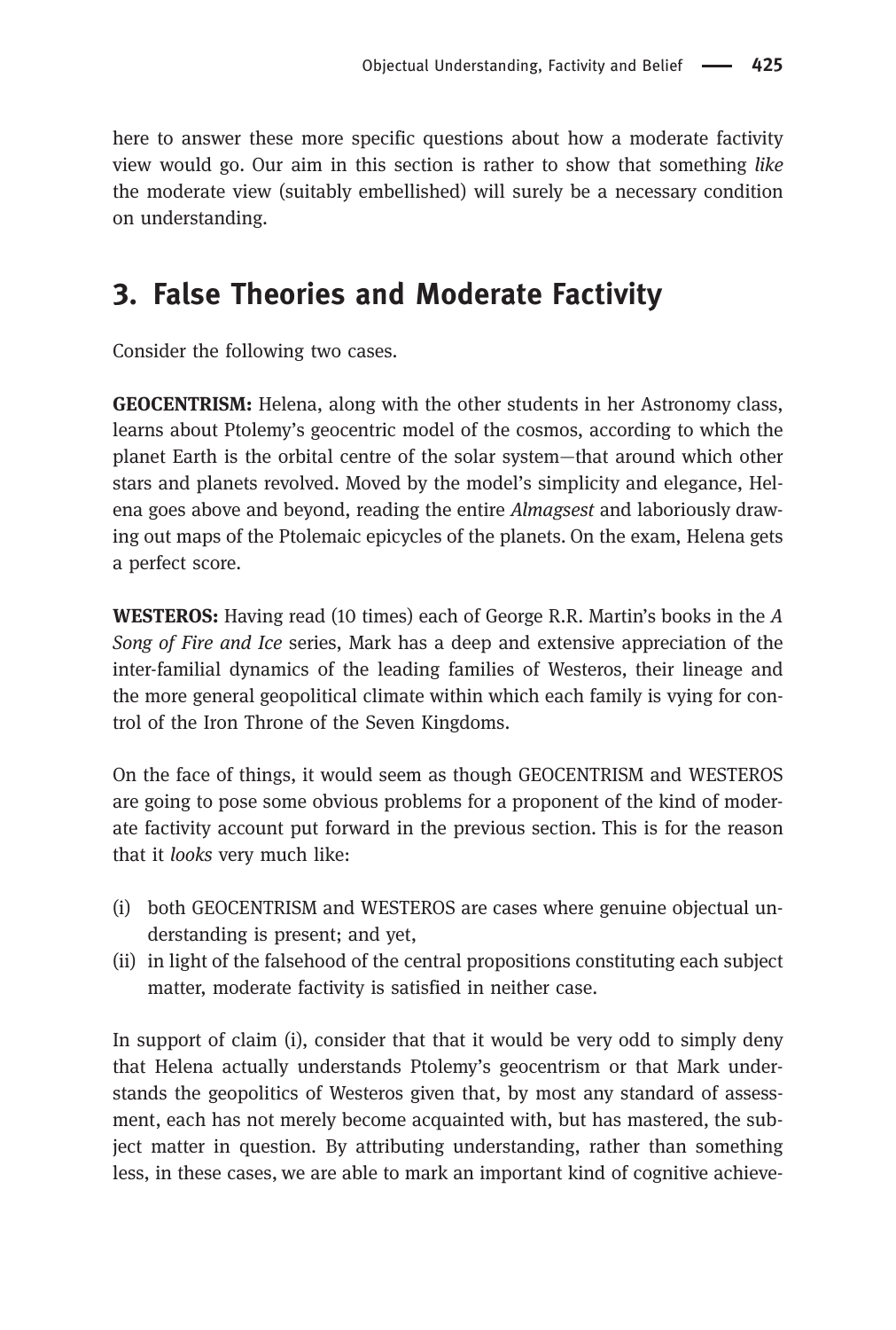here to answer these more specific questions about how a moderate factivity view would go. Our aim in this section is rather to show that something *like* the moderate view (suitably embellished) will surely be a necessary condition on understanding.

## 3. False Theories and Moderate Factivity

Consider the following two cases.

**GEOCENTRISM:** Helena, along with the other students in her Astronomy class, learns about Ptolemy's geocentric model of the cosmos, according to which the planet Earth is the orbital centre of the solar system—that around which other stars and planets revolved. Moved by the model's simplicity and elegance, Helena goes above and beyond, reading the entire *Almagsest* and laboriously drawing out maps of the Ptolemaic epicycles of the planets. On the exam, Helena gets a perfect score.

**WESTEROS:** Having read (10 times) each of George R.R. Martin's books in the *A Song of Fire and Ice* series, Mark has a deep and extensive appreciation of the inter-familial dynamics of the leading families of Westeros, their lineage and the more general geopolitical climate within which each family is vying for control of the Iron Throne of the Seven Kingdoms.

On the face of things, it would seem as though GEOCENTRISM and WESTEROS are going to pose some obvious problems for a proponent of the kind of moderate factivity account put forward in the previous section. This is for the reason that it *looks* very much like:

(i) both GEOCENTRISM and WESTEROS are cases where genuine objectual understanding is present; and yet,
(ii) in light of the falsehood of the central propositions constituting each subject matter, moderate factivity is satisfied in neither case.

In support of claim (i), consider that that it would be very odd to simply deny that Helena actually understands Ptolemy's geocentrism or that Mark understands the geopolitics of Westeros given that, by most any standard of assessment, each has not merely become acquainted with, but has mastered, the subject matter in question. By attributing understanding, rather than something less, in these cases, we are able to mark an important kind of cognitive achieve-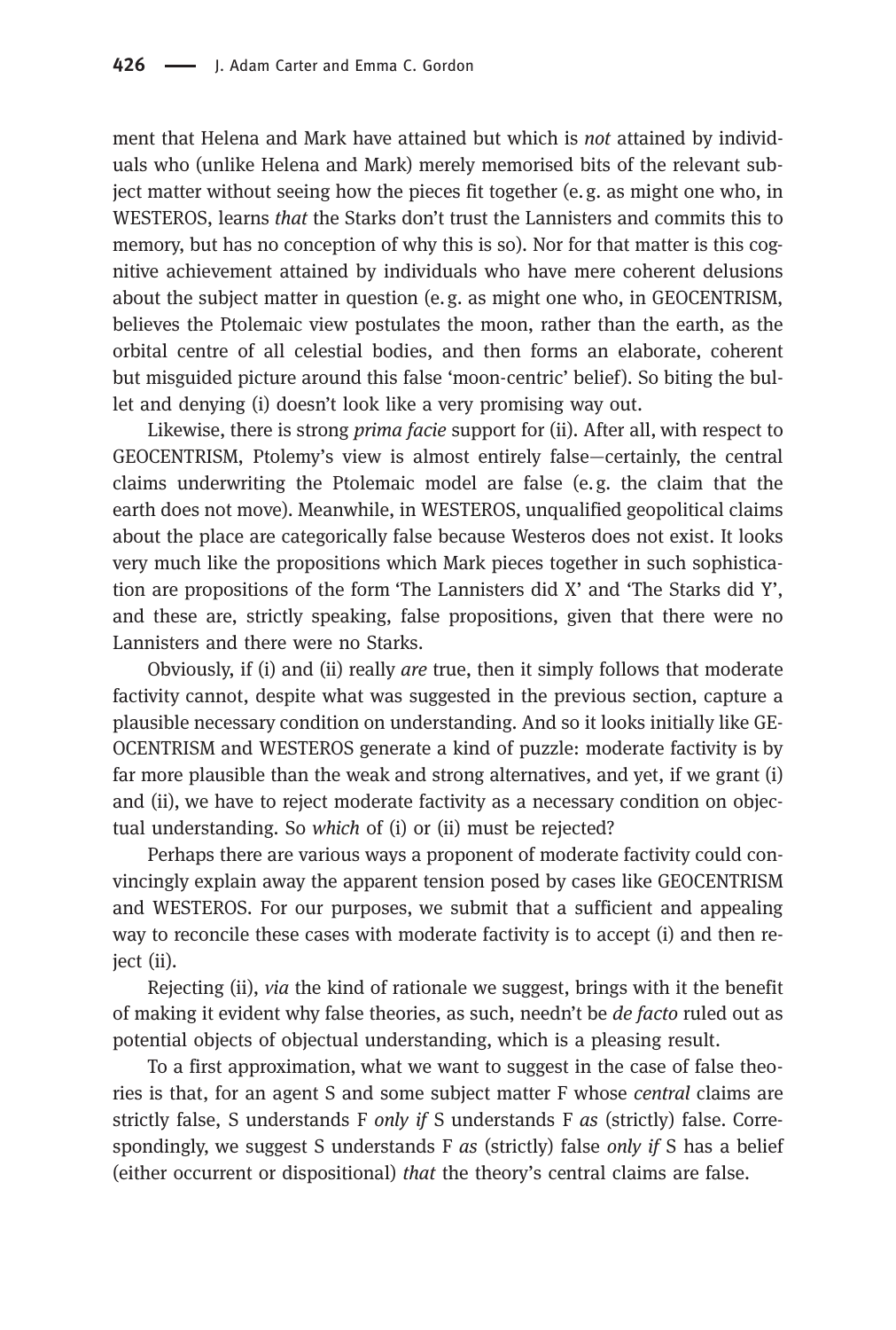ment that Helena and Mark have attained but which is *not* attained by individuals who (unlike Helena and Mark) merely memorised bits of the relevant subject matter without seeing how the pieces fit together (e. g. as might one who, in WESTEROS, learns *that* the Starks don't trust the Lannisters and commits this to memory, but has no conception of why this is so). Nor for that matter is this cognitive achievement attained by individuals who have mere coherent delusions about the subject matter in question (e. g. as might one who, in GEOCENTRISM, believes the Ptolemaic view postulates the moon, rather than the earth, as the orbital centre of all celestial bodies, and then forms an elaborate, coherent but misguided picture around this false 'moon-centric' belief). So biting the bullet and denying (i) doesn't look like a very promising way out.

Likewise, there is strong *prima facie* support for (ii). After all, with respect to GEOCENTRISM, Ptolemy's view is almost entirely false—certainly, the central claims underwriting the Ptolemaic model are false (e. g. the claim that the earth does not move). Meanwhile, in WESTEROS, unqualified geopolitical claims about the place are categorically false because Westeros does not exist. It looks very much like the propositions which Mark pieces together in such sophistication are propositions of the form 'The Lannisters did X' and 'The Starks did Y', and these are, strictly speaking, false propositions, given that there were no Lannisters and there were no Starks.

Obviously, if (i) and (ii) really *are* true, then it simply follows that moderate factivity cannot, despite what was suggested in the previous section, capture a plausible necessary condition on understanding. And so it looks initially like GEOCENTRISM and WESTEROS generate a kind of puzzle: moderate factivity is by far more plausible than the weak and strong alternatives, and yet, if we grant (i) and (ii), we have to reject moderate factivity as a necessary condition on objectual understanding. So *which* of (i) or (ii) must be rejected?

Perhaps there are various ways a proponent of moderate factivity could convincingly explain away the apparent tension posed by cases like GEOCENTRISM and WESTEROS. For our purposes, we submit that a sufficient and appealing way to reconcile these cases with moderate factivity is to accept (i) and then reject (ii).

Rejecting (ii), *via* the kind of rationale we suggest, brings with it the benefit of making it evident why false theories, as such, needn't be *de facto* ruled out as potential objects of objectual understanding, which is a pleasing result.

To a first approximation, what we want to suggest in the case of false theories is that, for an agent S and some subject matter F whose *central* claims are strictly false, S understands F *only if* S understands F *as* (strictly) false. Correspondingly, we suggest S understands F *as* (strictly) false *only if* S has a belief (either occurrent or dispositional) *that* the theory's central claims are false.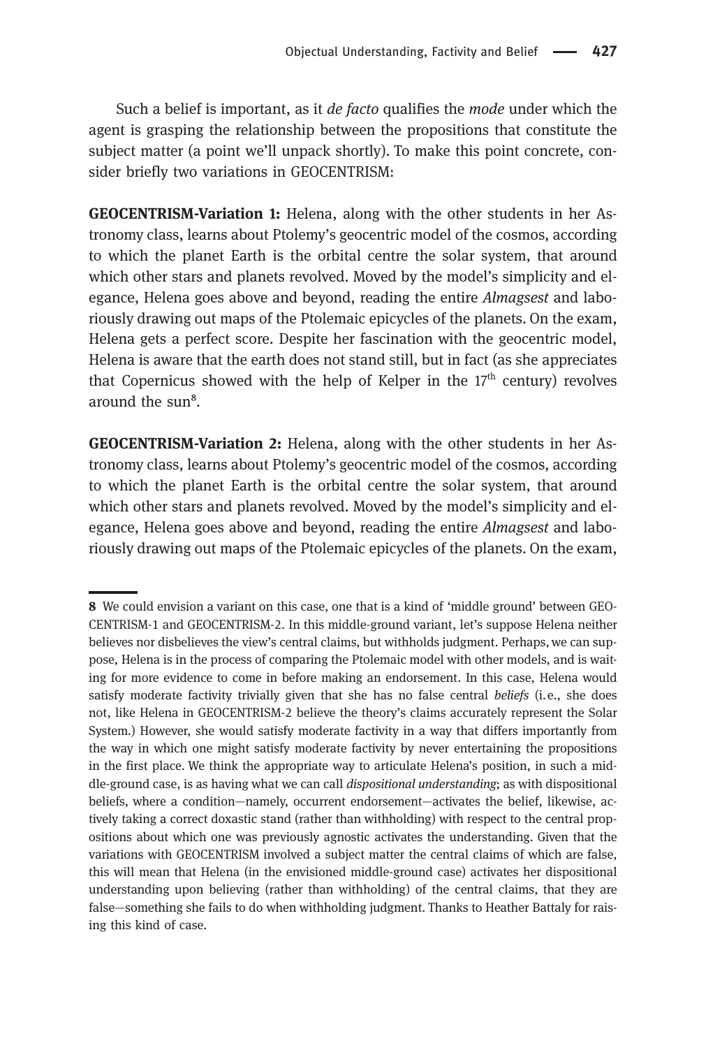Such a belief is important, as it *de facto* qualifies the *mode* under which the agent is grasping the relationship between the propositions that constitute the subject matter (a point we'll unpack shortly). To make this point concrete, consider briefly two variations in GEOCENTRISM:

**GEOCENTRISM-Variation 1:** Helena, along with the other students in her Astronomy class, learns about Ptolemy's geocentric model of the cosmos, according to which the planet Earth is the orbital centre the solar system, that around which other stars and planets revolved. Moved by the model's simplicity and elegance, Helena goes above and beyond, reading the entire *Almagsest* and laboriously drawing out maps of the Ptolemaic epicycles of the planets. On the exam, Helena gets a perfect score. Despite her fascination with the geocentric model, Helena is aware that the earth does not stand still, but in fact (as she appreciates that Copernicus showed with the help of Kelper in the 17th century) revolves around the sun[8].

**GEOCENTRISM-Variation 2:** Helena, along with the other students in her Astronomy class, learns about Ptolemy's geocentric model of the cosmos, according to which the planet Earth is the orbital centre the solar system, that around which other stars and planets revolved. Moved by the model's simplicity and elegance, Helena goes above and beyond, reading the entire *Almagsest* and laboriously drawing out maps of the Ptolemaic epicycles of the planets. On the exam,

---

8 We could envision a variant on this case, one that is a kind of 'middle ground' between GEOCENTRISM-1 and GEOCENTRISM-2. In this middle-ground variant, let's suppose Helena neither believes nor disbelieves the view's central claims, but withholds judgment. Perhaps, we can suppose, Helena is in the process of comparing the Ptolemaic model with other models, and is waiting for more evidence to come in before making an endorsement. In this case, Helena would satisfy moderate factivity trivially given that she has no false central *beliefs* (i.e., she does not, like Helena in GEOCENTRISM-2 believe the theory's claims accurately represent the Solar System.) However, she would satisfy moderate factivity in a way that differs importantly from the way in which one might satisfy moderate factivity by never entertaining the propositions in the first place. We think the appropriate way to articulate Helena's position, in such a middle-ground case, is as having what we can call *dispositional understanding*; as with dispositional beliefs, where a condition—namely, occurrent endorsement—activates the belief, likewise, actively taking a correct doxastic stand (rather than withholding) with respect to the central propositions about which one was previously agnostic activates the understanding. Given that the variations with GEOCENTRISM involved a subject matter the central claims of which are false, this will mean that Helena (in the envisioned middle-ground case) activates her dispositional understanding upon believing (rather than withholding) of the central claims, that they are false—something she fails to do when withholding judgment. Thanks to Heather Battaly for raising this kind of case.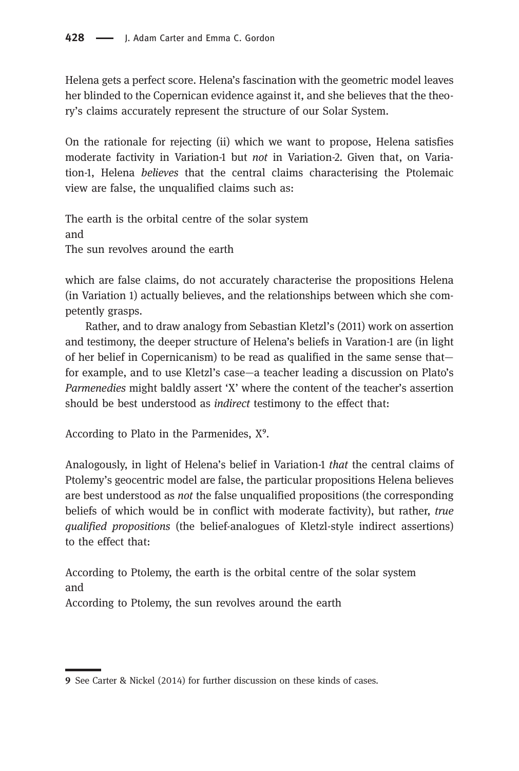Helena gets a perfect score. Helena's fascination with the geometric model leaves her blinded to the Copernican evidence against it, and she believes that the theory's claims accurately represent the structure of our Solar System.

On the rationale for rejecting (ii) which we want to propose, Helena satisfies moderate factivity in Variation-1 but *not* in Variation-2. Given that, on Variation-1, Helena *believes* that the central claims characterising the Ptolemaic view are false, the unqualified claims such as:

The earth is the orbital centre of the solar system
and
The sun revolves around the earth

which are false claims, do not accurately characterise the propositions Helena (in Variation 1) actually believes, and the relationships between which she competently grasps.

Rather, and to draw analogy from Sebastian Kletzl's (2011) work on assertion and testimony, the deeper structure of Helena's beliefs in Varation-1 are (in light of her belief in Copernicanism) to be read as qualified in the same sense that—for example, and to use Kletzl's case—a teacher leading a discussion on Plato's *Parmenedies* might baldly assert 'X' where the content of the teacher's assertion should be best understood as *indirect* testimony to the effect that:

According to Plato in the Parmenides, X[9].

Analogously, in light of Helena's belief in Variation-1 *that* the central claims of Ptolemy's geocentric model are false, the particular propositions Helena believes are best understood as *not* the false unqualified propositions (the corresponding beliefs of which would be in conflict with moderate factivity), but rather, *true qualified propositions* (the belief-analogues of Kletzl-style indirect assertions) to the effect that:

According to Ptolemy, the earth is the orbital centre of the solar system
and
According to Ptolemy, the sun revolves around the earth

---

9 See Carter & Nickel (2014) for further discussion on these kinds of cases.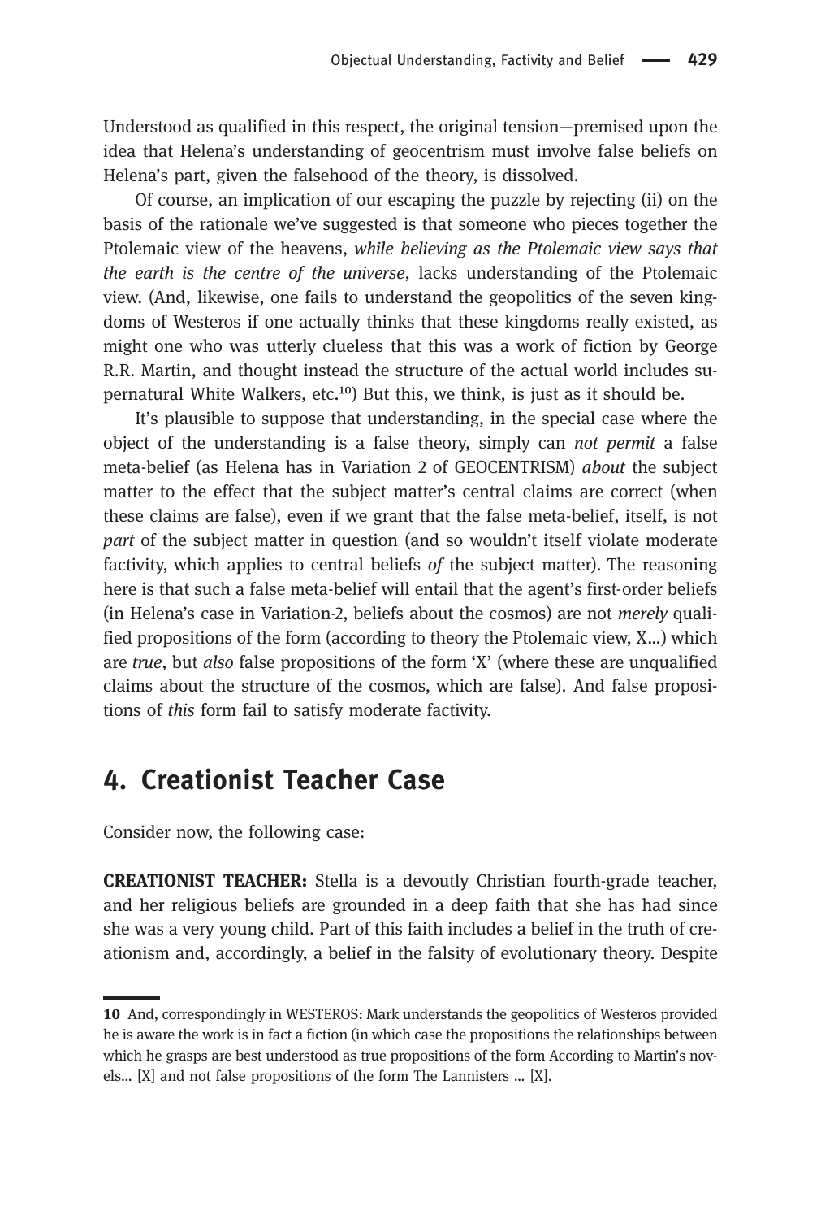Understood as qualified in this respect, the original tension—premised upon the idea that Helena's understanding of geocentrism must involve false beliefs on Helena's part, given the falsehood of the theory, is dissolved.

Of course, an implication of our escaping the puzzle by rejecting (ii) on the basis of the rationale we've suggested is that someone who pieces together the Ptolemaic view of the heavens, *while believing as the Ptolemaic view says that the earth is the centre of the universe*, lacks understanding of the Ptolemaic view. (And, likewise, one fails to understand the geopolitics of the seven kingdoms of Westeros if one actually thinks that these kingdoms really existed, as might one who was utterly clueless that this was a work of fiction by George R.R. Martin, and thought instead the structure of the actual world includes supernatural White Walkers, etc.[10]) But this, we think, is just as it should be.

It's plausible to suppose that understanding, in the special case where the object of the understanding is a false theory, simply can *not permit* a false meta-belief (as Helena has in Variation 2 of GEOCENTRISM) *about* the subject matter to the effect that the subject matter's central claims are correct (when these claims are false), even if we grant that the false meta-belief, itself, is not *part* of the subject matter in question (and so wouldn't itself violate moderate factivity, which applies to central beliefs *of* the subject matter). The reasoning here is that such a false meta-belief will entail that the agent's first-order beliefs (in Helena's case in Variation-2, beliefs about the cosmos) are not *merely* qualified propositions of the form (according to theory the Ptolemaic view, X…) which are *true*, but *also* false propositions of the form 'X' (where these are unqualified claims about the structure of the cosmos, which are false). And false propositions of *this* form fail to satisfy moderate factivity.

## 4. Creationist Teacher Case

Consider now, the following case:

**CREATIONIST TEACHER:** Stella is a devoutly Christian fourth-grade teacher, and her religious beliefs are grounded in a deep faith that she has had since she was a very young child. Part of this faith includes a belief in the truth of creationism and, accordingly, a belief in the falsity of evolutionary theory. Despite

---

10 And, correspondingly in WESTEROS: Mark understands the geopolitics of Westeros provided he is aware the work is in fact a fiction (in which case the propositions the relationships between which he grasps are best understood as true propositions of the form According to Martin's novels… [X] and not false propositions of the form The Lannisters … [X].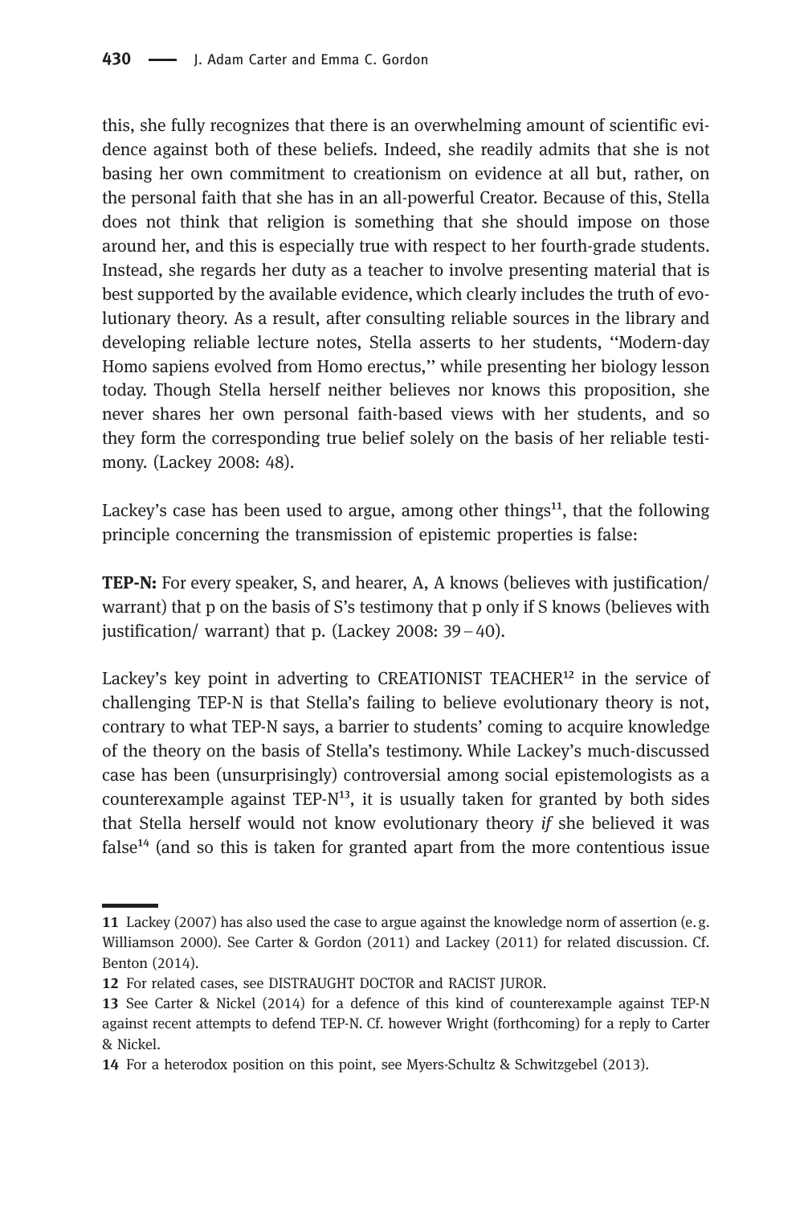this, she fully recognizes that there is an overwhelming amount of scientific evidence against both of these beliefs. Indeed, she readily admits that she is not basing her own commitment to creationism on evidence at all but, rather, on the personal faith that she has in an all-powerful Creator. Because of this, Stella does not think that religion is something that she should impose on those around her, and this is especially true with respect to her fourth-grade students. Instead, she regards her duty as a teacher to involve presenting material that is best supported by the available evidence, which clearly includes the truth of evolutionary theory. As a result, after consulting reliable sources in the library and developing reliable lecture notes, Stella asserts to her students, ''Modern-day Homo sapiens evolved from Homo erectus,'' while presenting her biology lesson today. Though Stella herself neither believes nor knows this proposition, she never shares her own personal faith-based views with her students, and so they form the corresponding true belief solely on the basis of her reliable testimony. (Lackey 2008: 48).

Lackey's case has been used to argue, among other things[11], that the following principle concerning the transmission of epistemic properties is false:

**TEP-N:** For every speaker, S, and hearer, A, A knows (believes with justification/ warrant) that p on the basis of S's testimony that p only if S knows (believes with justification/ warrant) that p. (Lackey 2008: 39–40).

Lackey's key point in adverting to CREATIONIST TEACHER[12] in the service of challenging TEP-N is that Stella's failing to believe evolutionary theory is not, contrary to what TEP-N says, a barrier to students' coming to acquire knowledge of the theory on the basis of Stella's testimony. While Lackey's much-discussed case has been (unsurprisingly) controversial among social epistemologists as a counterexample against TEP-N[13], it is usually taken for granted by both sides that Stella herself would not know evolutionary theory *if* she believed it was false[14] (and so this is taken for granted apart from the more contentious issue

11 Lackey (2007) has also used the case to argue against the knowledge norm of assertion (e.g. Williamson 2000). See Carter & Gordon (2011) and Lackey (2011) for related discussion. Cf. Benton (2014).

12 For related cases, see DISTRAUGHT DOCTOR and RACIST JUROR.

13 See Carter & Nickel (2014) for a defence of this kind of counterexample against TEP-N against recent attempts to defend TEP-N. Cf. however Wright (forthcoming) for a reply to Carter & Nickel.

14 For a heterodox position on this point, see Myers-Schultz & Schwitzgebel (2013).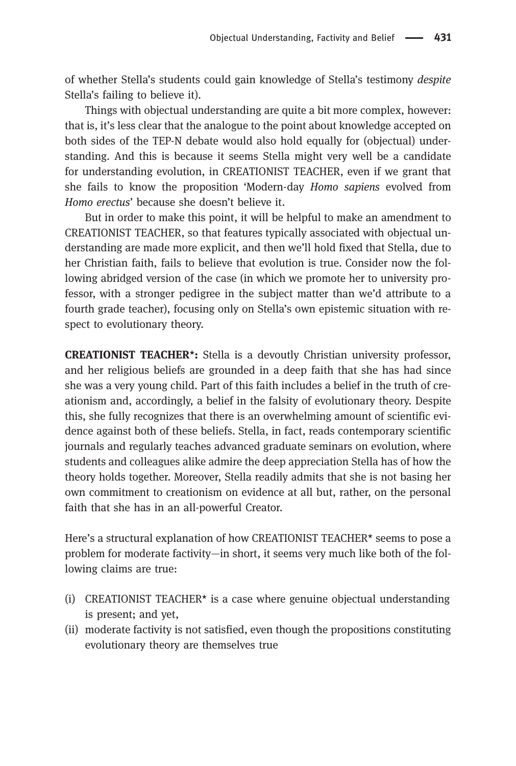of whether Stella's students could gain knowledge of Stella's testimony *despite* Stella's failing to believe it).

Things with objectual understanding are quite a bit more complex, however: that is, it's less clear that the analogue to the point about knowledge accepted on both sides of the TEP-N debate would also hold equally for (objectual) understanding. And this is because it seems Stella might very well be a candidate for understanding evolution, in CREATIONIST TEACHER, even if we grant that she fails to know the proposition 'Modern-day *Homo sapiens* evolved from *Homo erectus*' because she doesn't believe it.

But in order to make this point, it will be helpful to make an amendment to CREATIONIST TEACHER, so that features typically associated with objectual understanding are made more explicit, and then we'll hold fixed that Stella, due to her Christian faith, fails to believe that evolution is true. Consider now the following abridged version of the case (in which we promote her to university professor, with a stronger pedigree in the subject matter than we'd attribute to a fourth grade teacher), focusing only on Stella's own epistemic situation with respect to evolutionary theory.

**CREATIONIST TEACHER*:** Stella is a devoutly Christian university professor, and her religious beliefs are grounded in a deep faith that she has had since she was a very young child. Part of this faith includes a belief in the truth of creationism and, accordingly, a belief in the falsity of evolutionary theory. Despite this, she fully recognizes that there is an overwhelming amount of scientific evidence against both of these beliefs. Stella, in fact, reads contemporary scientific journals and regularly teaches advanced graduate seminars on evolution, where students and colleagues alike admire the deep appreciation Stella has of how the theory holds together. Moreover, Stella readily admits that she is not basing her own commitment to creationism on evidence at all but, rather, on the personal faith that she has in an all-powerful Creator.

Here's a structural explanation of how CREATIONIST TEACHER* seems to pose a problem for moderate factivity—in short, it seems very much like both of the following claims are true:

(i) CREATIONIST TEACHER* is a case where genuine objectual understanding is present; and yet,
(ii) moderate factivity is not satisfied, even though the propositions constituting evolutionary theory are themselves true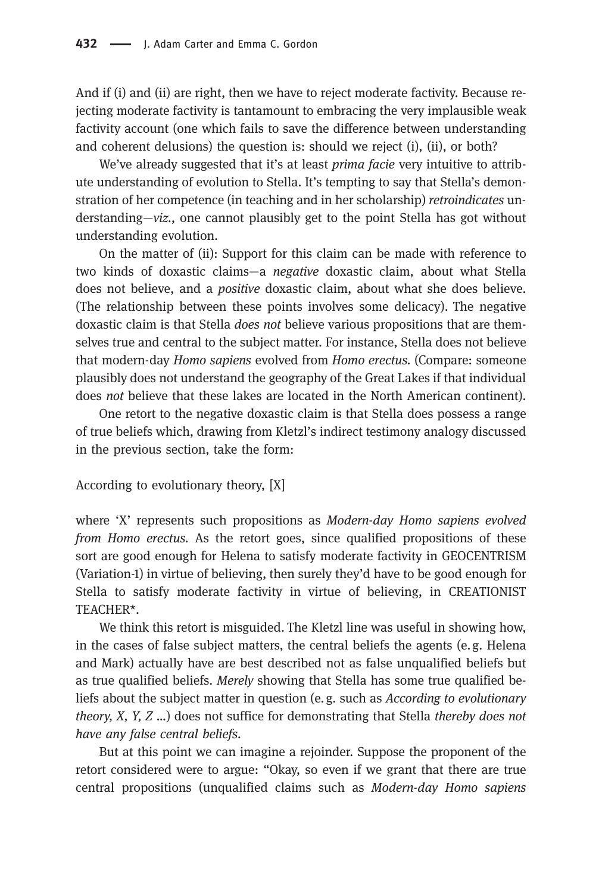And if (i) and (ii) are right, then we have to reject moderate factivity. Because rejecting moderate factivity is tantamount to embracing the very implausible weak factivity account (one which fails to save the difference between understanding and coherent delusions) the question is: should we reject (i), (ii), or both?

We've already suggested that it's at least *prima facie* very intuitive to attribute understanding of evolution to Stella. It's tempting to say that Stella's demonstration of her competence (in teaching and in her scholarship) *retroindicates* understanding—*viz.*, one cannot plausibly get to the point Stella has got without understanding evolution.

On the matter of (ii): Support for this claim can be made with reference to two kinds of doxastic claims—a *negative* doxastic claim, about what Stella does not believe, and a *positive* doxastic claim, about what she does believe. (The relationship between these points involves some delicacy). The negative doxastic claim is that Stella *does not* believe various propositions that are themselves true and central to the subject matter. For instance, Stella does not believe that modern-day *Homo sapiens* evolved from *Homo erectus.* (Compare: someone plausibly does not understand the geography of the Great Lakes if that individual does *not* believe that these lakes are located in the North American continent).

One retort to the negative doxastic claim is that Stella does possess a range of true beliefs which, drawing from Kletzl's indirect testimony analogy discussed in the previous section, take the form:

According to evolutionary theory, [X]

where 'X' represents such propositions as *Modern-day Homo sapiens evolved from Homo erectus.* As the retort goes, since qualified propositions of these sort are good enough for Helena to satisfy moderate factivity in GEOCENTRISM (Variation-1) in virtue of believing, then surely they'd have to be good enough for Stella to satisfy moderate factivity in virtue of believing, in CREATIONIST TEACHER*.

We think this retort is misguided. The Kletzl line was useful in showing how, in the cases of false subject matters, the central beliefs the agents (e.g. Helena and Mark) actually have are best described not as false unqualified beliefs but as true qualified beliefs. *Merely* showing that Stella has some true qualified beliefs about the subject matter in question (e.g. such as *According to evolutionary theory, X, Y, Z ...*) does not suffice for demonstrating that Stella *thereby does not have any false central beliefs*.

But at this point we can imagine a rejoinder. Suppose the proponent of the retort considered were to argue: "Okay, so even if we grant that there are true central propositions (unqualified claims such as *Modern-day Homo sapiens*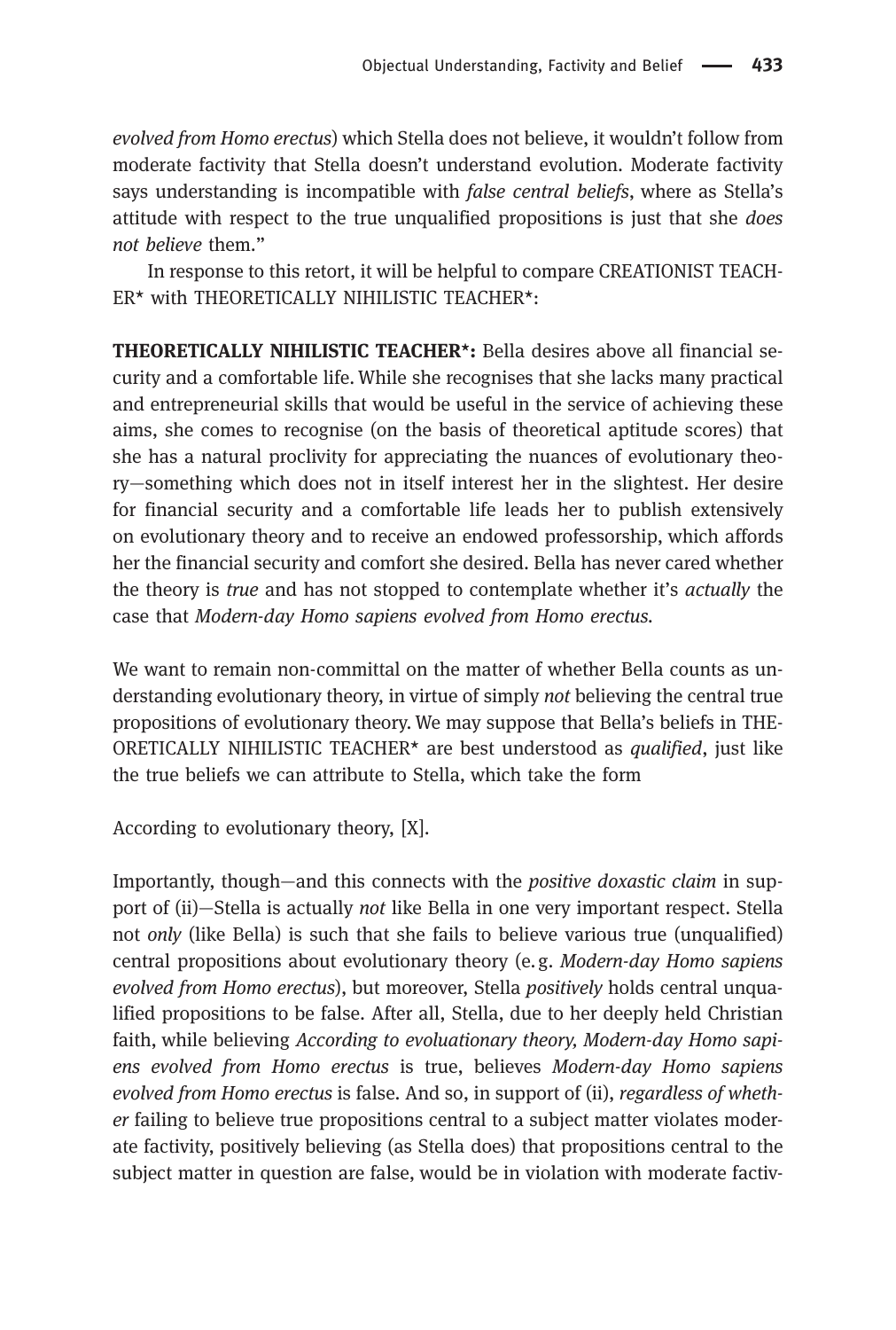*evolved from Homo erectus*) which Stella does not believe, it wouldn't follow from moderate factivity that Stella doesn't understand evolution. Moderate factivity says understanding is incompatible with *false central beliefs*, where as Stella's attitude with respect to the true unqualified propositions is just that she *does not believe* them."

In response to this retort, it will be helpful to compare CREATIONIST TEACHER* with THEORETICALLY NIHILISTIC TEACHER*:

**THEORETICALLY NIHILISTIC TEACHER*:** Bella desires above all financial security and a comfortable life. While she recognises that she lacks many practical and entrepreneurial skills that would be useful in the service of achieving these aims, she comes to recognise (on the basis of theoretical aptitude scores) that she has a natural proclivity for appreciating the nuances of evolutionary theory—something which does not in itself interest her in the slightest. Her desire for financial security and a comfortable life leads her to publish extensively on evolutionary theory and to receive an endowed professorship, which affords her the financial security and comfort she desired. Bella has never cared whether the theory is *true* and has not stopped to contemplate whether it's *actually* the case that *Modern-day Homo sapiens evolved from Homo erectus.*

We want to remain non-committal on the matter of whether Bella counts as understanding evolutionary theory, in virtue of simply *not* believing the central true propositions of evolutionary theory. We may suppose that Bella's beliefs in THEORETICALLY NIHILISTIC TEACHER* are best understood as *qualified*, just like the true beliefs we can attribute to Stella, which take the form

According to evolutionary theory, [X].

Importantly, though—and this connects with the *positive doxastic claim* in support of (ii)—Stella is actually *not* like Bella in one very important respect. Stella not *only* (like Bella) is such that she fails to believe various true (unqualified) central propositions about evolutionary theory (e.g. *Modern-day Homo sapiens evolved from Homo erectus*), but moreover, Stella *positively* holds central unqualified propositions to be false. After all, Stella, due to her deeply held Christian faith, while believing *According to evoluationary theory, Modern-day Homo sapiens evolved from Homo erectus* is true, believes *Modern-day Homo sapiens evolved from Homo erectus* is false. And so, in support of (ii), *regardless of whether* failing to believe true propositions central to a subject matter violates moderate factivity, positively believing (as Stella does) that propositions central to the subject matter in question are false, would be in violation with moderate factiv-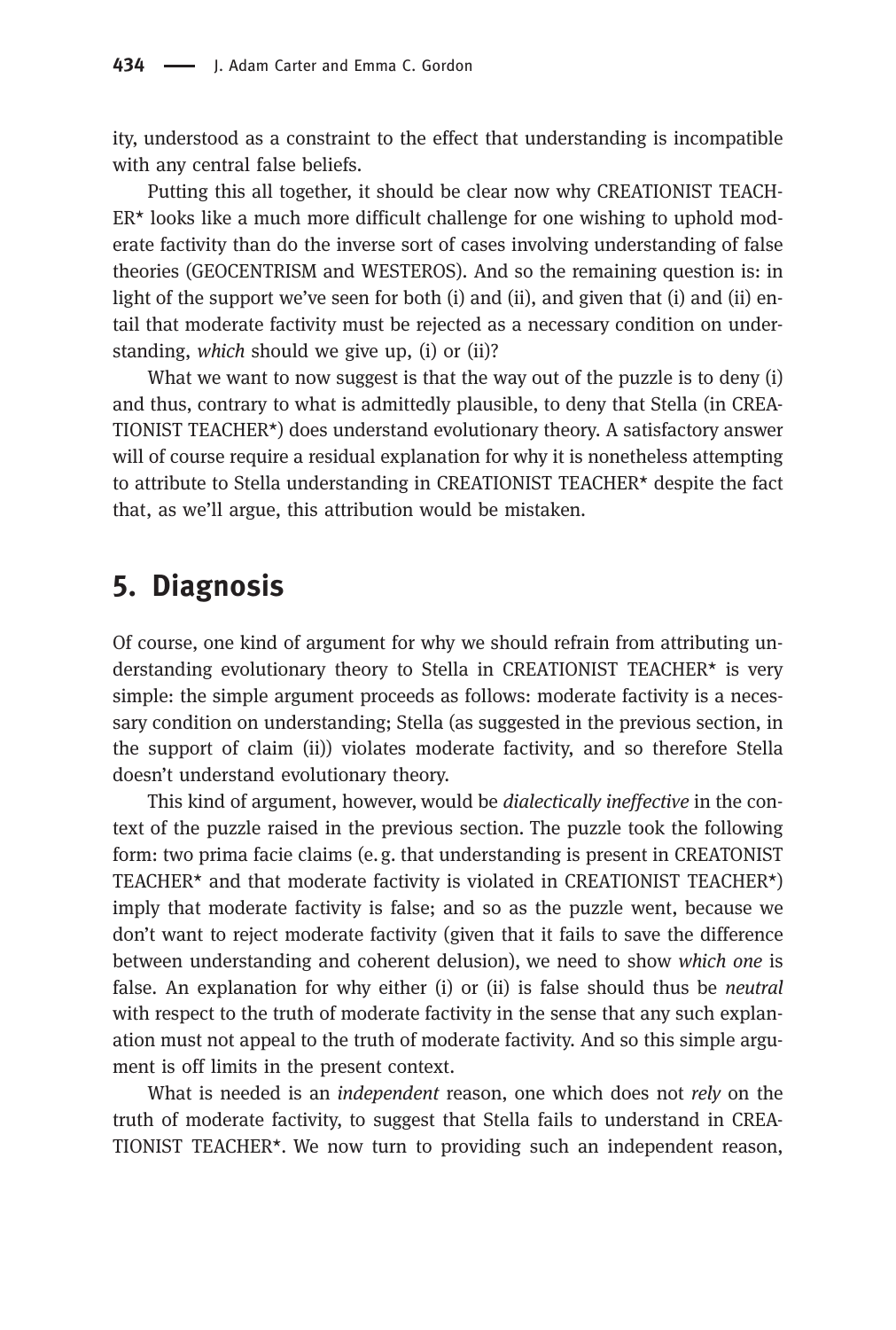ity, understood as a constraint to the effect that understanding is incompatible with any central false beliefs.

Putting this all together, it should be clear now why CREATIONIST TEACHER* looks like a much more difficult challenge for one wishing to uphold moderate factivity than do the inverse sort of cases involving understanding of false theories (GEOCENTRISM and WESTEROS). And so the remaining question is: in light of the support we've seen for both (i) and (ii), and given that (i) and (ii) entail that moderate factivity must be rejected as a necessary condition on understanding, *which* should we give up, (i) or (ii)?

What we want to now suggest is that the way out of the puzzle is to deny (i) and thus, contrary to what is admittedly plausible, to deny that Stella (in CREATIONIST TEACHER*) does understand evolutionary theory. A satisfactory answer will of course require a residual explanation for why it is nonetheless attempting to attribute to Stella understanding in CREATIONIST TEACHER* despite the fact that, as we'll argue, this attribution would be mistaken.

## 5. Diagnosis

Of course, one kind of argument for why we should refrain from attributing understanding evolutionary theory to Stella in CREATIONIST TEACHER* is very simple: the simple argument proceeds as follows: moderate factivity is a necessary condition on understanding; Stella (as suggested in the previous section, in the support of claim (ii)) violates moderate factivity, and so therefore Stella doesn't understand evolutionary theory.

This kind of argument, however, would be *dialectically ineffective* in the context of the puzzle raised in the previous section. The puzzle took the following form: two prima facie claims (e. g. that understanding is present in CREATONIST TEACHER* and that moderate factivity is violated in CREATIONIST TEACHER*) imply that moderate factivity is false; and so as the puzzle went, because we don't want to reject moderate factivity (given that it fails to save the difference between understanding and coherent delusion), we need to show *which one* is false. An explanation for why either (i) or (ii) is false should thus be *neutral* with respect to the truth of moderate factivity in the sense that any such explanation must not appeal to the truth of moderate factivity. And so this simple argument is off limits in the present context.

What is needed is an *independent* reason, one which does not *rely* on the truth of moderate factivity, to suggest that Stella fails to understand in CREATIONIST TEACHER*. We now turn to providing such an independent reason,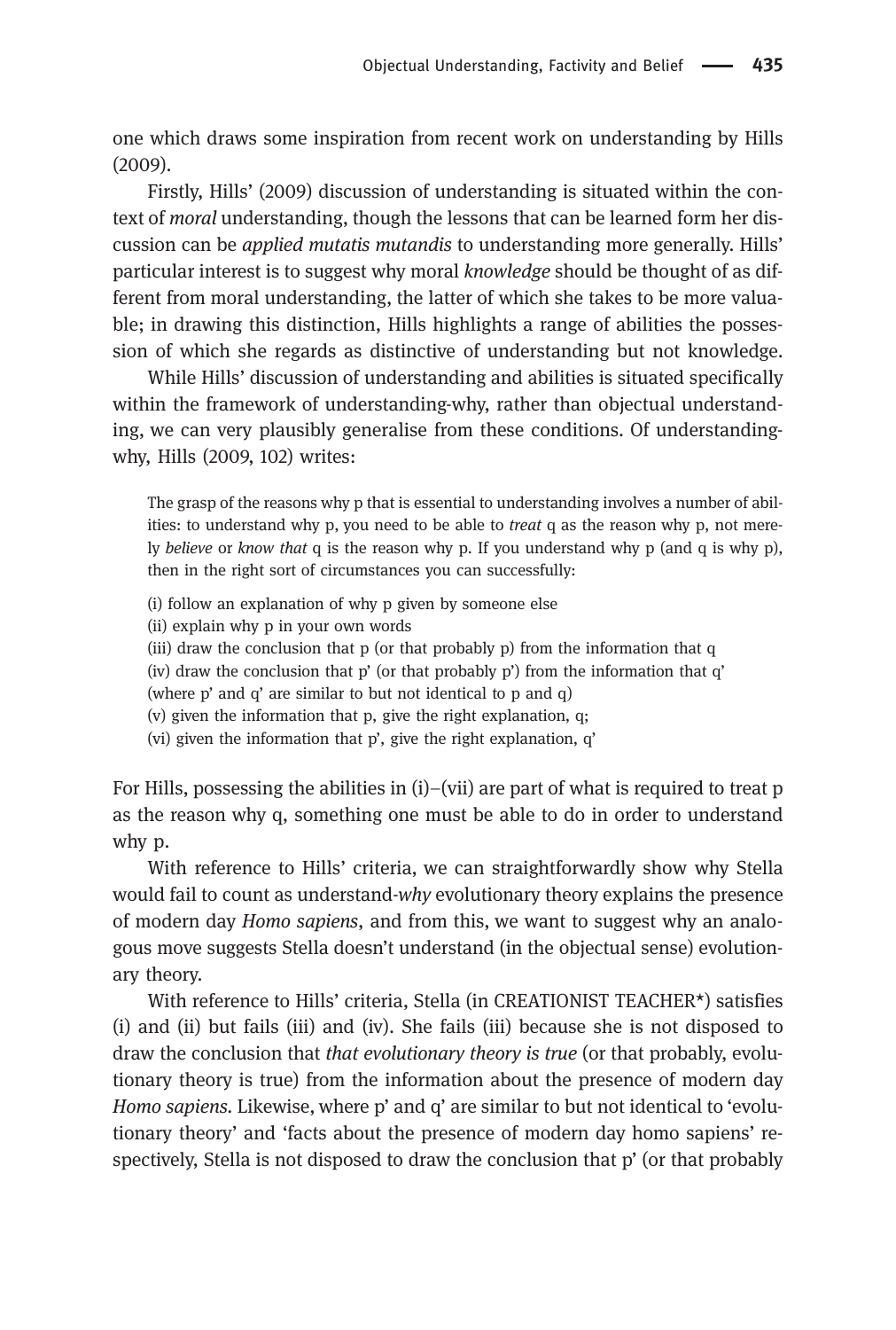one which draws some inspiration from recent work on understanding by Hills (2009).

Firstly, Hills' (2009) discussion of understanding is situated within the context of *moral* understanding, though the lessons that can be learned form her discussion can be *applied mutatis mutandis* to understanding more generally. Hills' particular interest is to suggest why moral *knowledge* should be thought of as different from moral understanding, the latter of which she takes to be more valuable; in drawing this distinction, Hills highlights a range of abilities the possession of which she regards as distinctive of understanding but not knowledge.

While Hills' discussion of understanding and abilities is situated specifically within the framework of understanding-why, rather than objectual understanding, we can very plausibly generalise from these conditions. Of understanding-why, Hills (2009, 102) writes:

> The grasp of the reasons why p that is essential to understanding involves a number of abilities: to understand why p, you need to be able to *treat* q as the reason why p, not merely *believe* or *know that* q is the reason why p. If you understand why p (and q is why p), then in the right sort of circumstances you can successfully:
>
> (i) follow an explanation of why p given by someone else
> (ii) explain why p in your own words
> (iii) draw the conclusion that p (or that probably p) from the information that q
> (iv) draw the conclusion that p' (or that probably p') from the information that q'
> (where p' and q' are similar to but not identical to p and q)
> (v) given the information that p, give the right explanation, q;
> (vi) given the information that p', give the right explanation, q'

For Hills, possessing the abilities in (i)–(vii) are part of what is required to treat p as the reason why q, something one must be able to do in order to understand why p.

With reference to Hills' criteria, we can straightforwardly show why Stella would fail to count as understand-*why* evolutionary theory explains the presence of modern day *Homo sapiens*, and from this, we want to suggest why an analogous move suggests Stella doesn't understand (in the objectual sense) evolutionary theory.

With reference to Hills' criteria, Stella (in CREATIONIST TEACHER*) satisfies (i) and (ii) but fails (iii) and (iv). She fails (iii) because she is not disposed to draw the conclusion that *that evolutionary theory is true* (or that probably, evolutionary theory is true) from the information about the presence of modern day *Homo sapiens*. Likewise, where p' and q' are similar to but not identical to 'evolutionary theory' and 'facts about the presence of modern day homo sapiens' respectively, Stella is not disposed to draw the conclusion that p' (or that probably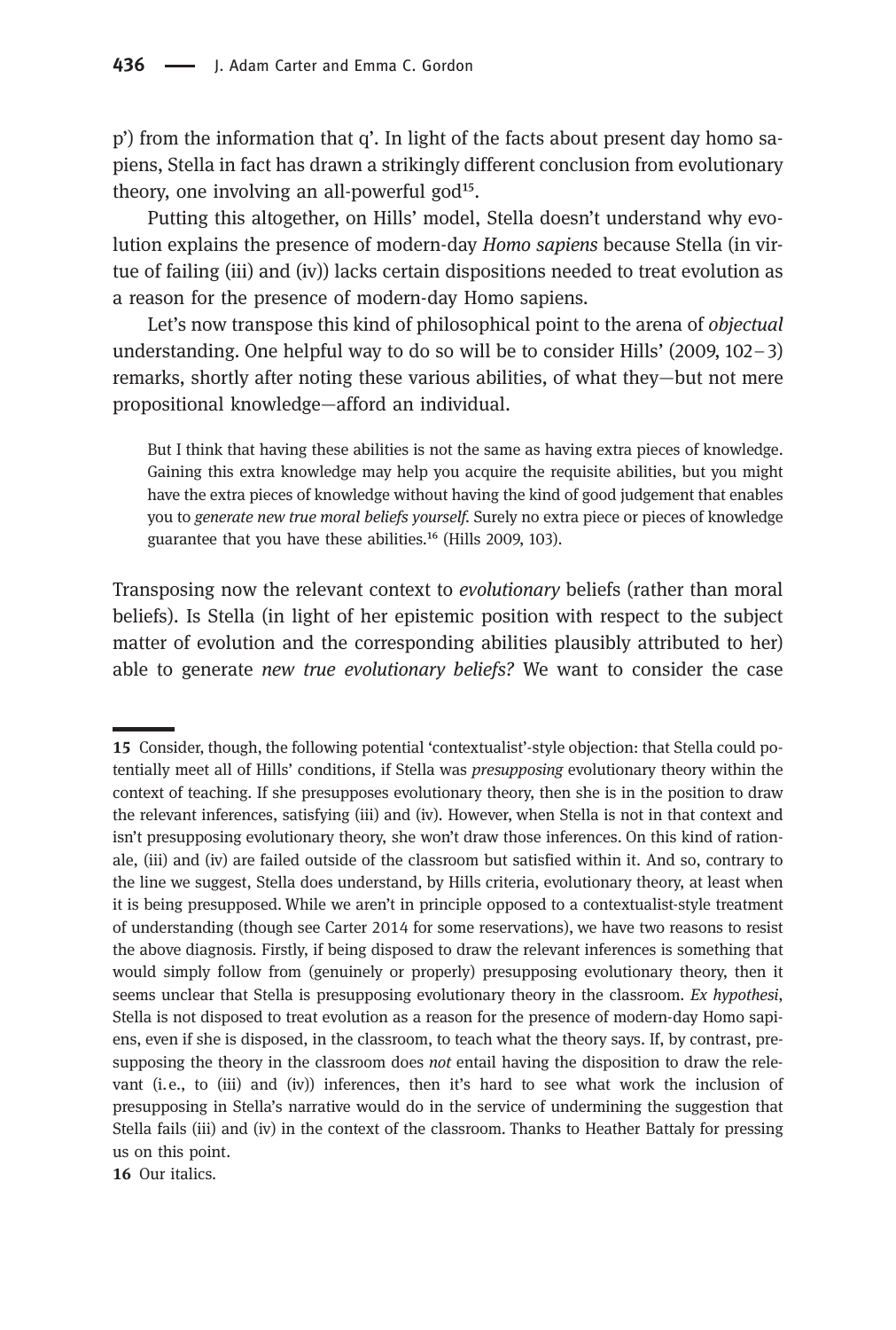p') from the information that q'. In light of the facts about present day homo sapiens, Stella in fact has drawn a strikingly different conclusion from evolutionary theory, one involving an all-powerful god[15].

Putting this altogether, on Hills' model, Stella doesn't understand why evolution explains the presence of modern-day *Homo sapiens* because Stella (in virtue of failing (iii) and (iv)) lacks certain dispositions needed to treat evolution as a reason for the presence of modern-day Homo sapiens.

Let's now transpose this kind of philosophical point to the arena of *objectual* understanding. One helpful way to do so will be to consider Hills' (2009, 102–3) remarks, shortly after noting these various abilities, of what they—but not mere propositional knowledge—afford an individual.

> But I think that having these abilities is not the same as having extra pieces of knowledge. Gaining this extra knowledge may help you acquire the requisite abilities, but you might have the extra pieces of knowledge without having the kind of good judgement that enables you to *generate new true moral beliefs yourself*. Surely no extra piece or pieces of knowledge guarantee that you have these abilities.[16] (Hills 2009, 103).

Transposing now the relevant context to *evolutionary* beliefs (rather than moral beliefs). Is Stella (in light of her epistemic position with respect to the subject matter of evolution and the corresponding abilities plausibly attributed to her) able to generate *new true evolutionary beliefs?* We want to consider the case

---

**15** Consider, though, the following potential 'contextualist'-style objection: that Stella could potentially meet all of Hills' conditions, if Stella was *presupposing* evolutionary theory within the context of teaching. If she presupposes evolutionary theory, then she is in the position to draw the relevant inferences, satisfying (iii) and (iv). However, when Stella is not in that context and isn't presupposing evolutionary theory, she won't draw those inferences. On this kind of rationale, (iii) and (iv) are failed outside of the classroom but satisfied within it. And so, contrary to the line we suggest, Stella does understand, by Hills criteria, evolutionary theory, at least when it is being presupposed. While we aren't in principle opposed to a contextualist-style treatment of understanding (though see Carter 2014 for some reservations), we have two reasons to resist the above diagnosis. Firstly, if being disposed to draw the relevant inferences is something that would simply follow from (genuinely or properly) presupposing evolutionary theory, then it seems unclear that Stella is presupposing evolutionary theory in the classroom. *Ex hypothesi*, Stella is not disposed to treat evolution as a reason for the presence of modern-day Homo sapiens, even if she is disposed, in the classroom, to teach what the theory says. If, by contrast, presupposing the theory in the classroom does *not* entail having the disposition to draw the relevant (i.e., to (iii) and (iv)) inferences, then it's hard to see what work the inclusion of presupposing in Stella's narrative would do in the service of undermining the suggestion that Stella fails (iii) and (iv) in the context of the classroom. Thanks to Heather Battaly for pressing us on this point.

**16** Our italics.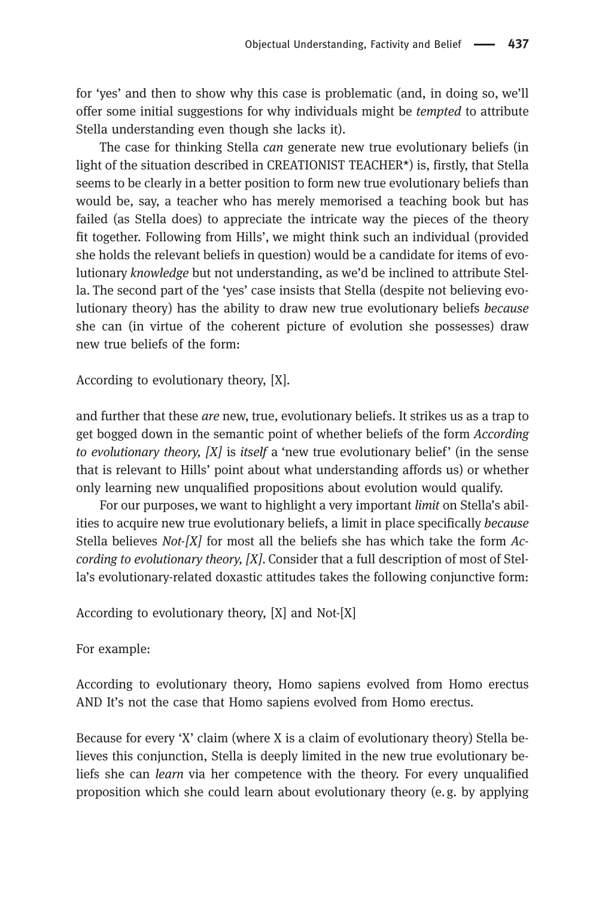for 'yes' and then to show why this case is problematic (and, in doing so, we'll offer some initial suggestions for why individuals might be *tempted* to attribute Stella understanding even though she lacks it).

The case for thinking Stella *can* generate new true evolutionary beliefs (in light of the situation described in CREATIONIST TEACHER*) is, firstly, that Stella seems to be clearly in a better position to form new true evolutionary beliefs than would be, say, a teacher who has merely memorised a teaching book but has failed (as Stella does) to appreciate the intricate way the pieces of the theory fit together. Following from Hills', we might think such an individual (provided she holds the relevant beliefs in question) would be a candidate for items of evolutionary *knowledge* but not understanding, as we'd be inclined to attribute Stella. The second part of the 'yes' case insists that Stella (despite not believing evolutionary theory) has the ability to draw new true evolutionary beliefs *because* she can (in virtue of the coherent picture of evolution she possesses) draw new true beliefs of the form:

According to evolutionary theory, [X].

and further that these *are* new, true, evolutionary beliefs. It strikes us as a trap to get bogged down in the semantic point of whether beliefs of the form *According to evolutionary theory, [X]* is *itself* a 'new true evolutionary belief' (in the sense that is relevant to Hills' point about what understanding affords us) or whether only learning new unqualified propositions about evolution would qualify.

For our purposes, we want to highlight a very important *limit* on Stella's abilities to acquire new true evolutionary beliefs, a limit in place specifically *because* Stella believes *Not-[X]* for most all the beliefs she has which take the form *According to evolutionary theory, [X]*. Consider that a full description of most of Stella's evolutionary-related doxastic attitudes takes the following conjunctive form:

According to evolutionary theory, [X] and Not-[X]

For example:

According to evolutionary theory, Homo sapiens evolved from Homo erectus AND It's not the case that Homo sapiens evolved from Homo erectus.

Because for every 'X' claim (where X is a claim of evolutionary theory) Stella believes this conjunction, Stella is deeply limited in the new true evolutionary beliefs she can *learn* via her competence with the theory. For every unqualified proposition which she could learn about evolutionary theory (e.g. by applying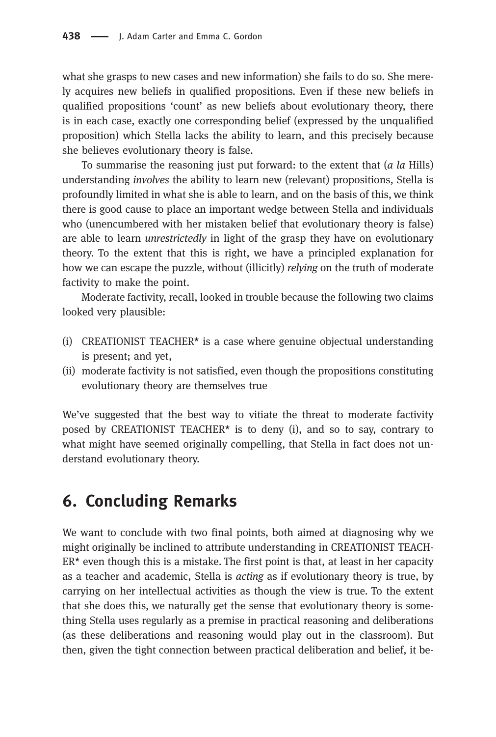what she grasps to new cases and new information) she fails to do so. She merely acquires new beliefs in qualified propositions. Even if these new beliefs in qualified propositions 'count' as new beliefs about evolutionary theory, there is in each case, exactly one corresponding belief (expressed by the unqualified proposition) which Stella lacks the ability to learn, and this precisely because she believes evolutionary theory is false.

To summarise the reasoning just put forward: to the extent that (*a la* Hills) understanding *involves* the ability to learn new (relevant) propositions, Stella is profoundly limited in what she is able to learn, and on the basis of this, we think there is good cause to place an important wedge between Stella and individuals who (unencumbered with her mistaken belief that evolutionary theory is false) are able to learn *unrestrictedly* in light of the grasp they have on evolutionary theory. To the extent that this is right, we have a principled explanation for how we can escape the puzzle, without (illicitly) *relying* on the truth of moderate factivity to make the point.

Moderate factivity, recall, looked in trouble because the following two claims looked very plausible:

(i) CREATIONIST TEACHER* is a case where genuine objectual understanding is present; and yet,
(ii) moderate factivity is not satisfied, even though the propositions constituting evolutionary theory are themselves true

We've suggested that the best way to vitiate the threat to moderate factivity posed by CREATIONIST TEACHER* is to deny (i), and so to say, contrary to what might have seemed originally compelling, that Stella in fact does not understand evolutionary theory.

## 6. Concluding Remarks

We want to conclude with two final points, both aimed at diagnosing why we might originally be inclined to attribute understanding in CREATIONIST TEACHER* even though this is a mistake. The first point is that, at least in her capacity as a teacher and academic, Stella is *acting* as if evolutionary theory is true, by carrying on her intellectual activities as though the view is true. To the extent that she does this, we naturally get the sense that evolutionary theory is something Stella uses regularly as a premise in practical reasoning and deliberations (as these deliberations and reasoning would play out in the classroom). But then, given the tight connection between practical deliberation and belief, it be-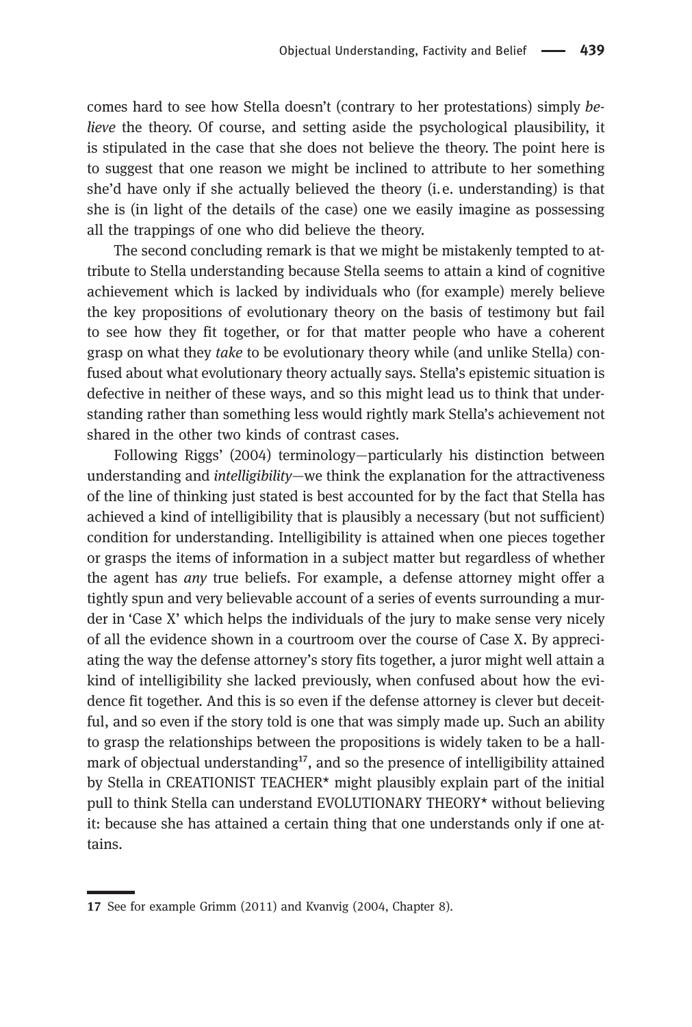comes hard to see how Stella doesn't (contrary to her protestations) simply *believe* the theory. Of course, and setting aside the psychological plausibility, it is stipulated in the case that she does not believe the theory. The point here is to suggest that one reason we might be inclined to attribute to her something she'd have only if she actually believed the theory (i.e. understanding) is that she is (in light of the details of the case) one we easily imagine as possessing all the trappings of one who did believe the theory.

The second concluding remark is that we might be mistakenly tempted to attribute to Stella understanding because Stella seems to attain a kind of cognitive achievement which is lacked by individuals who (for example) merely believe the key propositions of evolutionary theory on the basis of testimony but fail to see how they fit together, or for that matter people who have a coherent grasp on what they *take* to be evolutionary theory while (and unlike Stella) confused about what evolutionary theory actually says. Stella's epistemic situation is defective in neither of these ways, and so this might lead us to think that understanding rather than something less would rightly mark Stella's achievement not shared in the other two kinds of contrast cases.

Following Riggs' (2004) terminology—particularly his distinction between understanding and *intelligibility*—we think the explanation for the attractiveness of the line of thinking just stated is best accounted for by the fact that Stella has achieved a kind of intelligibility that is plausibly a necessary (but not sufficient) condition for understanding. Intelligibility is attained when one pieces together or grasps the items of information in a subject matter but regardless of whether the agent has *any* true beliefs. For example, a defense attorney might offer a tightly spun and very believable account of a series of events surrounding a murder in 'Case X' which helps the individuals of the jury to make sense very nicely of all the evidence shown in a courtroom over the course of Case X. By appreciating the way the defense attorney's story fits together, a juror might well attain a kind of intelligibility she lacked previously, when confused about how the evidence fit together. And this is so even if the defense attorney is clever but deceitful, and so even if the story told is one that was simply made up. Such an ability to grasp the relationships between the propositions is widely taken to be a hallmark of objectual understanding[17], and so the presence of intelligibility attained by Stella in CREATIONIST TEACHER* might plausibly explain part of the initial pull to think Stella can understand EVOLUTIONARY THEORY* without believing it: because she has attained a certain thing that one understands only if one attains.

---

[17] See for example Grimm (2011) and Kvanvig (2004, Chapter 8).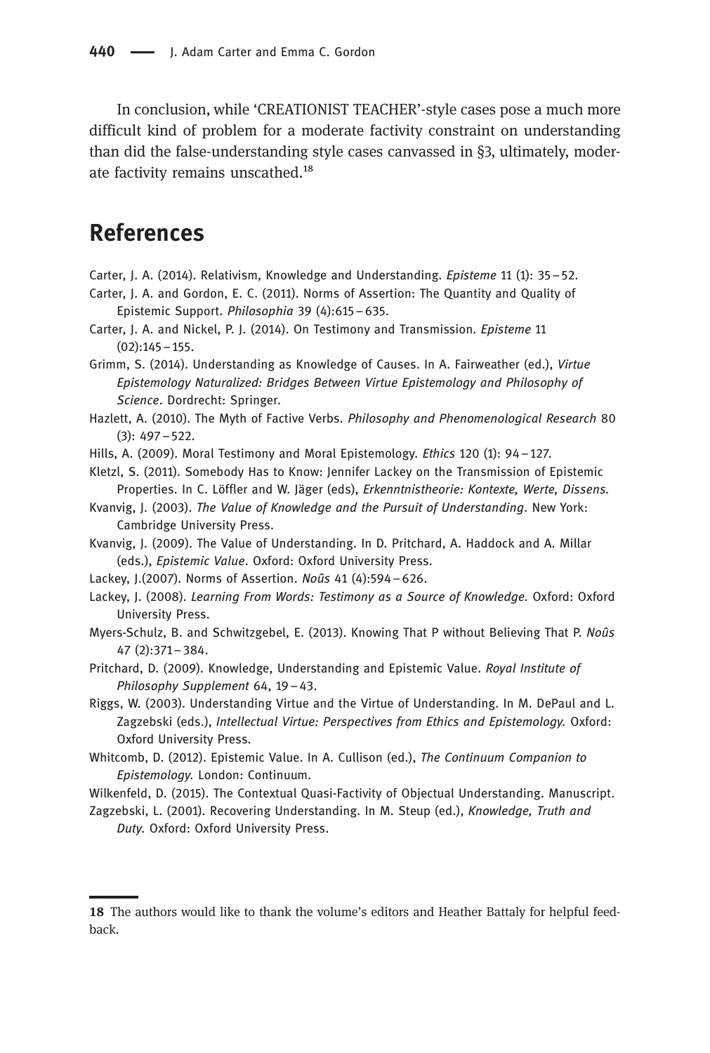In conclusion, while 'CREATIONIST TEACHER'-style cases pose a much more difficult kind of problem for a moderate factivity constraint on understanding than did the false-understanding style cases canvassed in §3, ultimately, moderate factivity remains unscathed.[18]

## References

Carter, J. A. (2014). Relativism, Knowledge and Understanding. *Episteme* 11 (1): 35 – 52.

Carter, J. A. and Gordon, E. C. (2011). Norms of Assertion: The Quantity and Quality of Epistemic Support. *Philosophia* 39 (4):615 – 635.

Carter, J. A. and Nickel, P. J. (2014). On Testimony and Transmission. *Episteme* 11 (02):145 – 155.

Grimm, S. (2014). Understanding as Knowledge of Causes. In A. Fairweather (ed.), *Virtue Epistemology Naturalized: Bridges Between Virtue Epistemology and Philosophy of Science*. Dordrecht: Springer.

Hazlett, A. (2010). The Myth of Factive Verbs. *Philosophy and Phenomenological Research* 80 (3): 497 – 522.

Hills, A. (2009). Moral Testimony and Moral Epistemology. *Ethics* 120 (1): 94 – 127.

Kletzl, S. (2011). Somebody Has to Know: Jennifer Lackey on the Transmission of Epistemic Properties. In C. Löffler and W. Jäger (eds), *Erkenntnistheorie: Kontexte, Werte, Dissens*.

Kvanvig, J. (2003). *The Value of Knowledge and the Pursuit of Understanding*. New York: Cambridge University Press.

Kvanvig, J. (2009). The Value of Understanding. In D. Pritchard, A. Haddock and A. Millar (eds.), *Epistemic Value*. Oxford: Oxford University Press.

Lackey, J.(2007). Norms of Assertion. *Noûs* 41 (4):594 – 626.

Lackey, J. (2008). *Learning From Words: Testimony as a Source of Knowledge*. Oxford: Oxford University Press.

Myers-Schulz, B. and Schwitzgebel, E. (2013). Knowing That P without Believing That P. *Noûs* 47 (2):371 – 384.

Pritchard, D. (2009). Knowledge, Understanding and Epistemic Value. *Royal Institute of Philosophy Supplement* 64, 19 – 43.

Riggs, W. (2003). Understanding Virtue and the Virtue of Understanding. In M. DePaul and L. Zagzebski (eds.), *Intellectual Virtue: Perspectives from Ethics and Epistemology*. Oxford: Oxford University Press.

Whitcomb, D. (2012). Epistemic Value. In A. Cullison (ed.), *The Continuum Companion to Epistemology*. London: Continuum.

Wilkenfeld, D. (2015). The Contextual Quasi-Factivity of Objectual Understanding. Manuscript.

Zagzebski, L. (2001). Recovering Understanding. In M. Steup (ed.), *Knowledge, Truth and Duty*. Oxford: Oxford University Press.

---

**18** The authors would like to thank the volume's editors and Heather Battaly for helpful feedback.